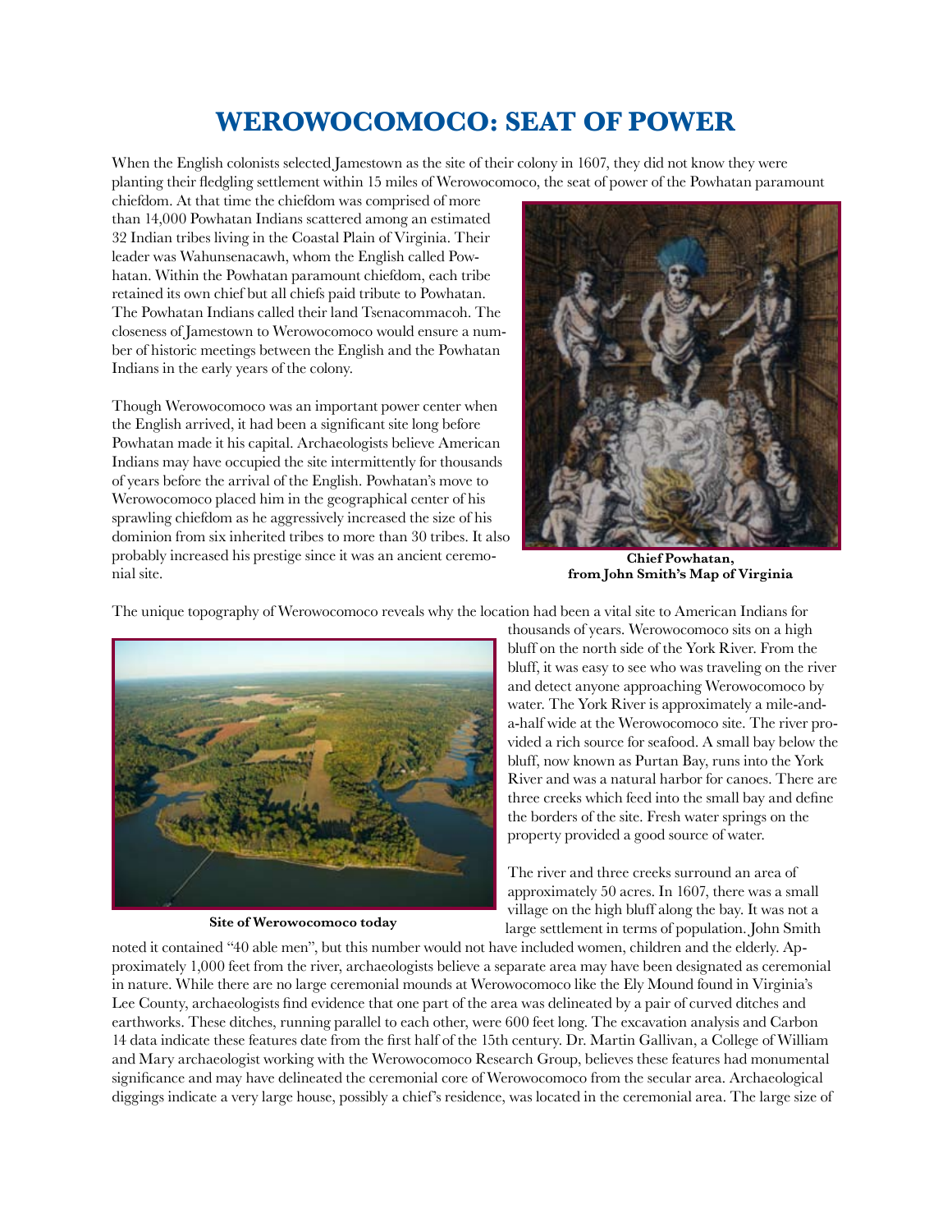# WEROWOCOMOCO: SEAT OF POWER

When the English colonists selected Jamestown as the site of their colony in 1607, they did not know they were planting their fledgling settlement within 15 miles of Werowocomoco, the seat of power of the Powhatan paramount chiefdom. At that time the chiefdom was comprised of more than 14,000 Powhatan Indians scattered among an estimated 32 Indian tribes living in the Coastal Plain of Virginia. Their leader was Wahunsenacawh, whom the English called Powhatan. Within the Powhatan paramount chiefdom, each tribe retained its own chief but all chiefs paid tribute to Powhatan. The Powhatan Indians called their land Tsenacommacoh. The closeness of Jamestown to Werowocomoco would ensure a number of historic meetings between the English and the Powhatan Indians in the early years of the colony.

Though Werowocomoco was an important power center when the English arrived, it had been a significant site long before Powhatan made it his capital. Archaeologists believe American Indians may have occupied the site intermittently for thousands of years before the arrival of the English. Powhatan's move to Werowocomoco placed him in the geographical center of his sprawling chiefdom as he aggressively increased the size of his dominion from six inherited tribes to more than 30 tribes. It also probably increased his prestige since it was an ancient ceremonial site.

**Chief Powhatan, from John Smith's Map of Virginia**

The unique topography of Werowocomoco reveals why the location had been a vital site to American Indians for thousands of years. Werowocomoco sits on a high bluff on the north side of the York River. From the bluff, it was easy to see who was traveling on the river and detect anyone approaching Werowocomoco by water. The York River is approximately a mile-and-a-half wide at the Werowocomoco site. The river provided a rich source for seafood. A small bay below the bluff, now known as Purtan Bay, runs into the York River and was a natural harbor for canoes. There are three creeks which feed into the small bay and define the borders of the site. Fresh water springs on the property provided a good source of water.

**Site of Werowocomoco today**

The river and three creeks surround an area of approximately 50 acres. In 1607, there was a small village on the high bluff along the bay. It was not a large settlement in terms of population. John Smith noted it contained "40 able men", but this number would not have included women, children and the elderly. Approximately 1,000 feet from the river, archaeologists believe a separate area may have been designated as ceremonial in nature. While there are no large ceremonial mounds at Werowocomoco like the Ely Mound found in Virginia's Lee County, archaeologists find evidence that one part of the area was delineated by a pair of curved ditches and earthworks. These ditches, running parallel to each other, were 600 feet long. The excavation analysis and Carbon 14 data indicate these features date from the first half of the 15th century. Dr. Martin Gallivan, a College of William and Mary archaeologist working with the Werowocomoco Research Group, believes these features had monumental significance and may have delineated the ceremonial core of Werowocomoco from the secular area. Archaeological diggings indicate a very large house, possibly a chief's residence, was located in the ceremonial area. The large size of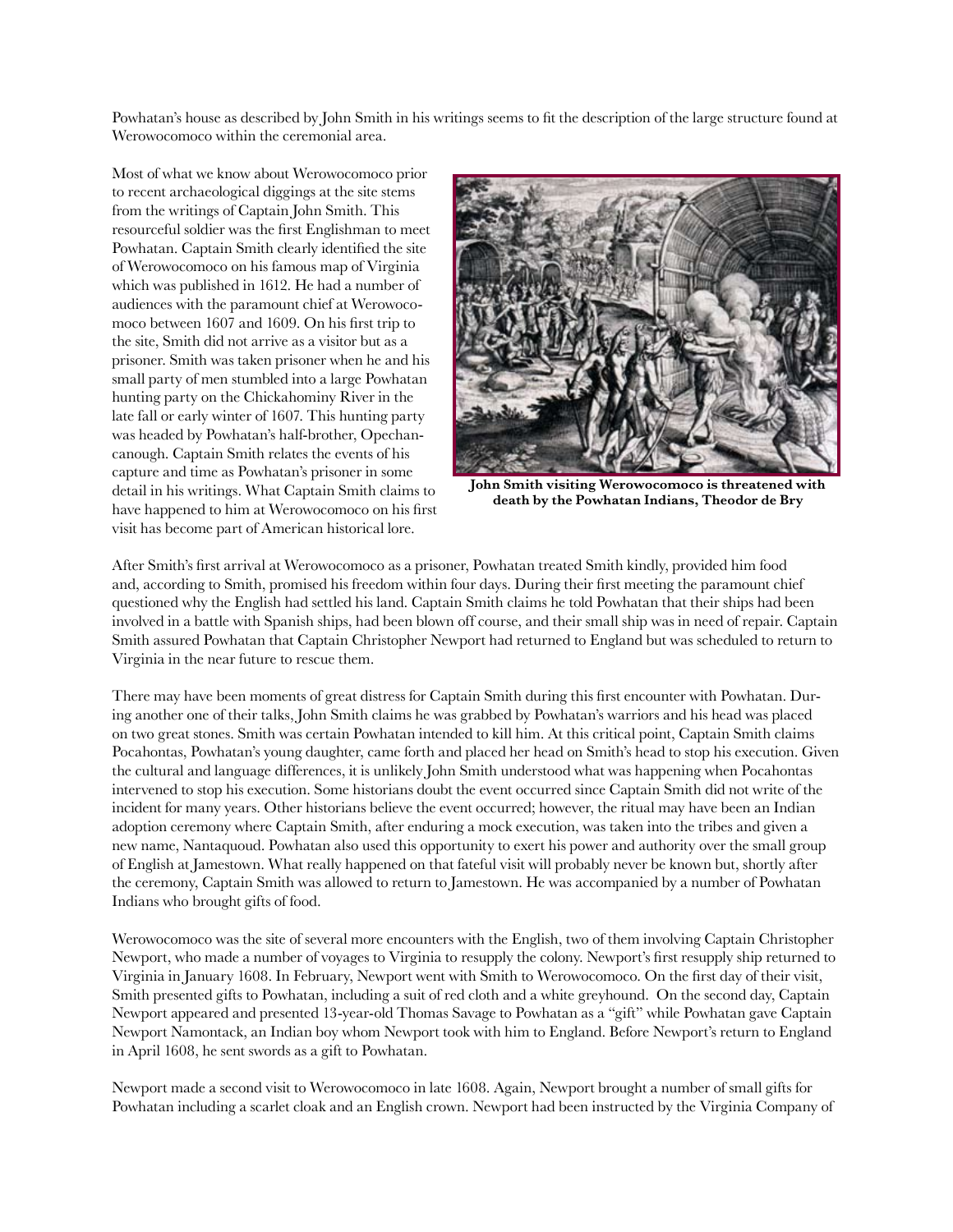Powhatan's house as described by John Smith in his writings seems to fit the description of the large structure found at Werowocomoco within the ceremonial area.

Most of what we know about Werowocomoco prior to recent archaeological diggings at the site stems from the writings of Captain John Smith. This resourceful soldier was the first Englishman to meet Powhatan. Captain Smith clearly identified the site of Werowocomoco on his famous map of Virginia which was published in 1612. He had a number of audiences with the paramount chief at Werowocomoco between 1607 and 1609. On his first trip to the site, Smith did not arrive as a visitor but as a prisoner. Smith was taken prisoner when he and his small party of men stumbled into a large Powhatan hunting party on the Chickahominy River in the late fall or early winter of 1607. This hunting party was headed by Powhatan's half-brother, Opechancanough. Captain Smith relates the events of his capture and time as Powhatan's prisoner in some detail in his writings. What Captain Smith claims to have happened to him at Werowocomoco on his first visit has become part of American historical lore.

**John Smith visiting Werowocomoco is threatened with death by the Powhatan Indians, Theodor de Bry**

After Smith's first arrival at Werowocomoco as a prisoner, Powhatan treated Smith kindly, provided him food and, according to Smith, promised his freedom within four days. During their first meeting the paramount chief questioned why the English had settled his land. Captain Smith claims he told Powhatan that their ships had been involved in a battle with Spanish ships, had been blown off course, and their small ship was in need of repair. Captain Smith assured Powhatan that Captain Christopher Newport had returned to England but was scheduled to return to Virginia in the near future to rescue them.

There may have been moments of great distress for Captain Smith during this first encounter with Powhatan. During another one of their talks, John Smith claims he was grabbed by Powhatan's warriors and his head was placed on two great stones. Smith was certain Powhatan intended to kill him. At this critical point, Captain Smith claims Pocahontas, Powhatan's young daughter, came forth and placed her head on Smith's head to stop his execution. Given the cultural and language differences, it is unlikely John Smith understood what was happening when Pocahontas intervened to stop his execution. Some historians doubt the event occurred since Captain Smith did not write of the incident for many years. Other historians believe the event occurred; however, the ritual may have been an Indian adoption ceremony where Captain Smith, after enduring a mock execution, was taken into the tribes and given a new name, Nantaquoud. Powhatan also used this opportunity to exert his power and authority over the small group of English at Jamestown. What really happened on that fateful visit will probably never be known but, shortly after the ceremony, Captain Smith was allowed to return to Jamestown. He was accompanied by a number of Powhatan Indians who brought gifts of food.

Werowocomoco was the site of several more encounters with the English, two of them involving Captain Christopher Newport, who made a number of voyages to Virginia to resupply the colony. Newport's first resupply ship returned to Virginia in January 1608. In February, Newport went with Smith to Werowocomoco. On the first day of their visit, Smith presented gifts to Powhatan, including a suit of red cloth and a white greyhound. On the second day, Captain Newport appeared and presented 13-year-old Thomas Savage to Powhatan as a "gift" while Powhatan gave Captain Newport Namontack, an Indian boy whom Newport took with him to England. Before Newport's return to England in April 1608, he sent swords as a gift to Powhatan.

Newport made a second visit to Werowocomoco in late 1608. Again, Newport brought a number of small gifts for Powhatan including a scarlet cloak and an English crown. Newport had been instructed by the Virginia Company of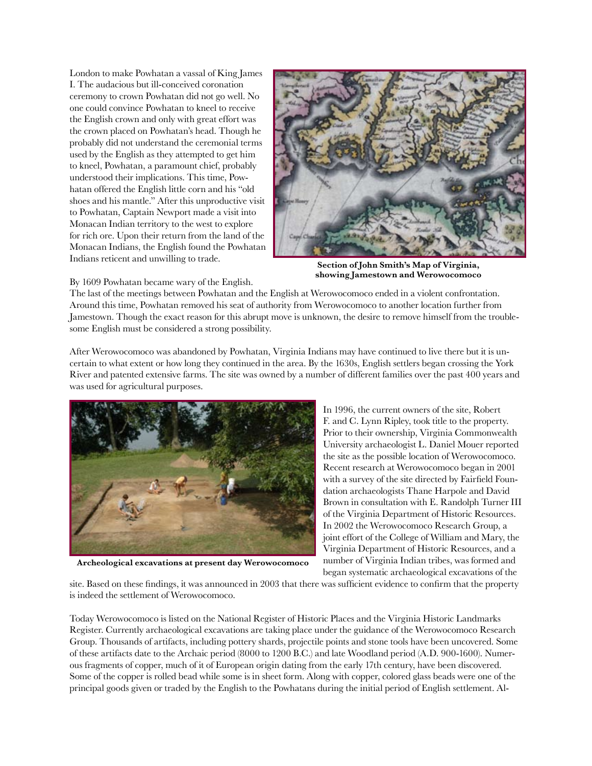London to make Powhatan a vassal of King James I. The audacious but ill-conceived coronation ceremony to crown Powhatan did not go well. No one could convince Powhatan to kneel to receive the English crown and only with great effort was the crown placed on Powhatan's head. Though he probably did not understand the ceremonial terms used by the English as they attempted to get him to kneel, Powhatan, a paramount chief, probably understood their implications. This time, Powhatan offered the English little corn and his "old shoes and his mantle." After this unproductive visit to Powhatan, Captain Newport made a visit into Monacan Indian territory to the west to explore for rich ore. Upon their return from the land of the Monacan Indians, the English found the Powhatan Indians reticent and unwilling to trade.

**Section of John Smith's Map of Virginia, showing Jamestown and Werowocomoco**

By 1609 Powhatan became wary of the English. The last of the meetings between Powhatan and the English at Werowocomoco ended in a violent confrontation. Around this time, Powhatan removed his seat of authority from Werowocomoco to another location further from Jamestown. Though the exact reason for this abrupt move is unknown, the desire to remove himself from the troublesome English must be considered a strong possibility.

After Werowocomoco was abandoned by Powhatan, Virginia Indians may have continued to live there but it is uncertain to what extent or how long they continued in the area. By the 1630s, English settlers began crossing the York River and patented extensive farms. The site was owned by a number of different families over the past 400 years and was used for agricultural purposes.

**Archeological excavations at present day Werowocomoco**

In 1996, the current owners of the site, Robert F. and C. Lynn Ripley, took title to the property. Prior to their ownership, Virginia Commonwealth University archaeologist L. Daniel Mouer reported the site as the possible location of Werowocomoco. Recent research at Werowocomoco began in 2001 with a survey of the site directed by Fairfield Foundation archaeologists Thane Harpole and David Brown in consultation with E. Randolph Turner III of the Virginia Department of Historic Resources. In 2002 the Werowocomoco Research Group, a joint effort of the College of William and Mary, the Virginia Department of Historic Resources, and a number of Virginia Indian tribes, was formed and began systematic archaeological excavations of the site. Based on these findings, it was announced in 2003 that there was sufficient evidence to confirm that the property is indeed the settlement of Werowocomoco.

Today Werowocomoco is listed on the National Register of Historic Places and the Virginia Historic Landmarks Register. Currently archaeological excavations are taking place under the guidance of the Werowocomoco Research Group. Thousands of artifacts, including pottery shards, projectile points and stone tools have been uncovered. Some of these artifacts date to the Archaic period (8000 to 1200 B.C.) and late Woodland period (A.D. 900-1600). Numerous fragments of copper, much of it of European origin dating from the early 17th century, have been discovered. Some of the copper is rolled bead while some is in sheet form. Along with copper, colored glass beads were one of the principal goods given or traded by the English to the Powhatans during the initial period of English settlement. Al-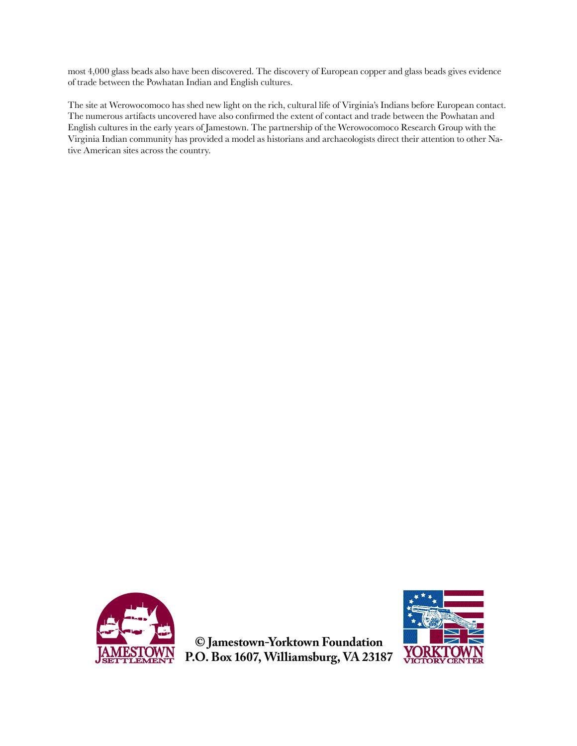most 4,000 glass beads also have been discovered. The discovery of European copper and glass beads gives evidence of trade between the Powhatan Indian and English cultures.

The site at Werowocomoco has shed new light on the rich, cultural life of Virginia's Indians before European contact. The numerous artifacts uncovered have also confirmed the extent of contact and trade between the Powhatan and English cultures in the early years of Jamestown. The partnership of the Werowocomoco Research Group with the Virginia Indian community has provided a model as historians and archaeologists direct their attention to other Native American sites across the country.

JAMESTOWN SETTLEMENT

**© Jamestown-Yorktown Foundation**
**P.O. Box 1607, Williamsburg, VA 23187**

YORKTOWN VICTORY CENTER